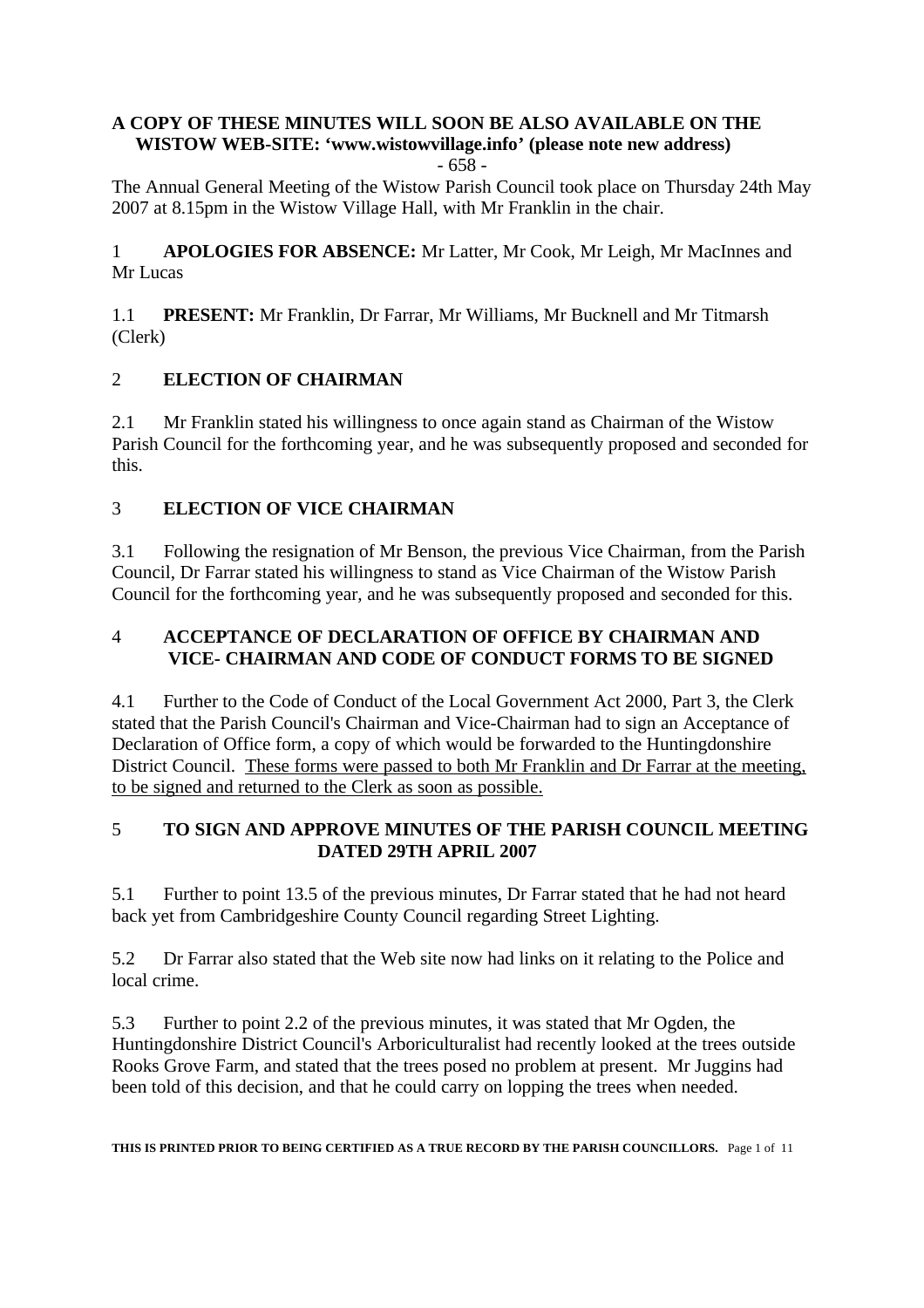**A COPY OF THESE MINUTES WILL SOON BE ALSO AVAILABLE ON THE WISTOW WEB-SITE: 'www.wistowvillage.info' (please note new address)**

- 658 -

The Annual General Meeting of the Wistow Parish Council took place on Thursday 24th May 2007 at 8.15pm in the Wistow Village Hall, with Mr Franklin in the chair.

1 **APOLOGIES FOR ABSENCE:** Mr Latter, Mr Cook, Mr Leigh, Mr MacInnes and Mr Lucas

1.1 **PRESENT:** Mr Franklin, Dr Farrar, Mr Williams, Mr Bucknell and Mr Titmarsh (Clerk)

## 2 ELECTION OF CHAIRMAN

2.1 Mr Franklin stated his willingness to once again stand as Chairman of the Wistow Parish Council for the forthcoming year, and he was subsequently proposed and seconded for this.

## 3 ELECTION OF VICE CHAIRMAN

3.1 Following the resignation of Mr Benson, the previous Vice Chairman, from the Parish Council, Dr Farrar stated his willingness to stand as Vice Chairman of the Wistow Parish Council for the forthcoming year, and he was subsequently proposed and seconded for this.

## 4 ACCEPTANCE OF DECLARATION OF OFFICE BY CHAIRMAN AND VICE- CHAIRMAN AND CODE OF CONDUCT FORMS TO BE SIGNED

4.1 Further to the Code of Conduct of the Local Government Act 2000, Part 3, the Clerk stated that the Parish Council's Chairman and Vice-Chairman had to sign an Acceptance of Declaration of Office form, a copy of which would be forwarded to the Huntingdonshire District Council. <u>These forms were passed to both Mr Franklin and Dr Farrar at the meeting, to be signed and returned to the Clerk as soon as possible.</u>

## 5 TO SIGN AND APPROVE MINUTES OF THE PARISH COUNCIL MEETING DATED 29TH APRIL 2007

5.1 Further to point 13.5 of the previous minutes, Dr Farrar stated that he had not heard back yet from Cambridgeshire County Council regarding Street Lighting.

5.2 Dr Farrar also stated that the Web site now had links on it relating to the Police and local crime.

5.3 Further to point 2.2 of the previous minutes, it was stated that Mr Ogden, the Huntingdonshire District Council's Arboriculturalist had recently looked at the trees outside Rooks Grove Farm, and stated that the trees posed no problem at present. Mr Juggins had been told of this decision, and that he could carry on lopping the trees when needed.

**THIS IS PRINTED PRIOR TO BEING CERTIFIED AS A TRUE RECORD BY THE PARISH COUNCILLORS.**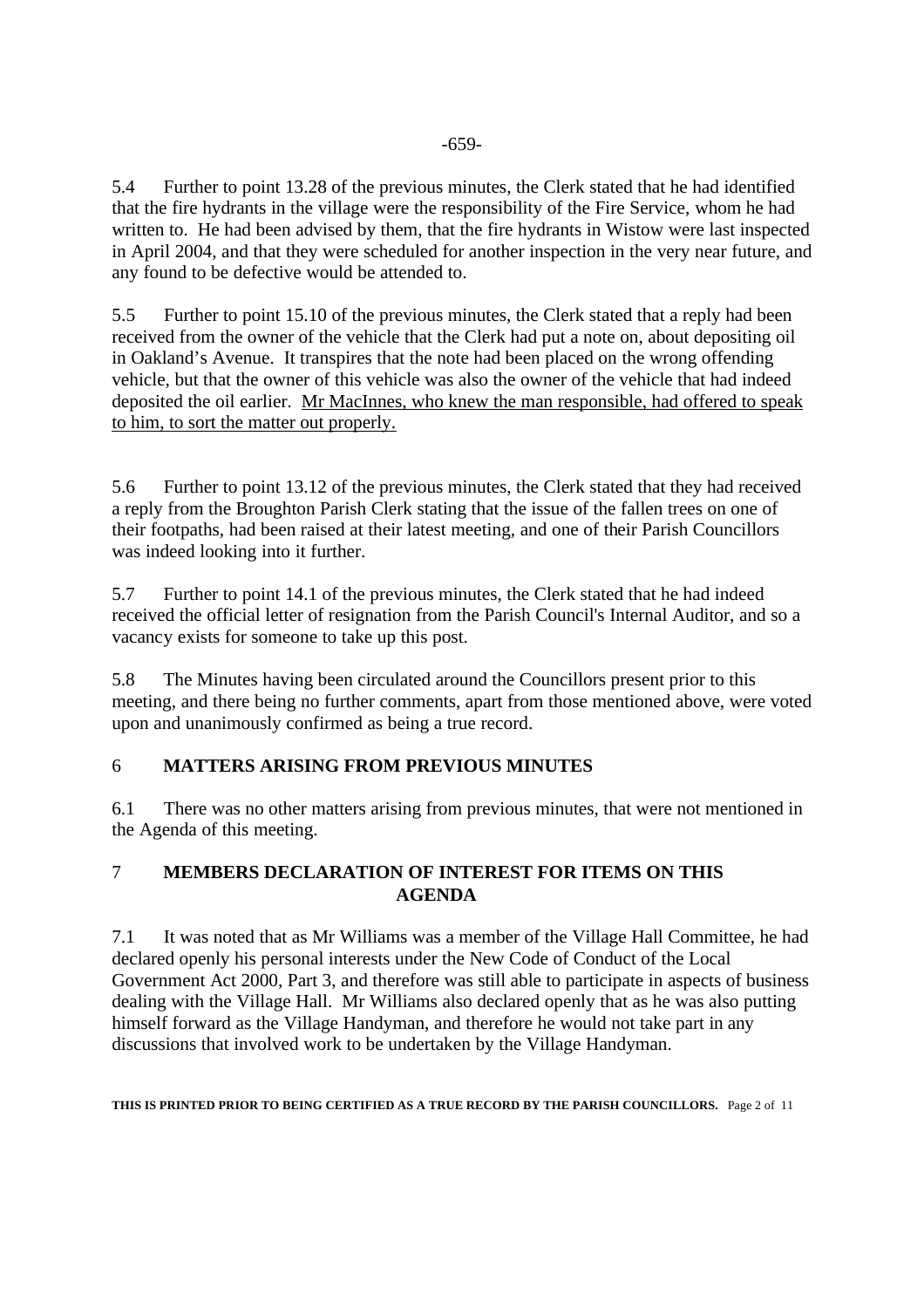5.4 Further to point 13.28 of the previous minutes, the Clerk stated that he had identified that the fire hydrants in the village were the responsibility of the Fire Service, whom he had written to. He had been advised by them, that the fire hydrants in Wistow were last inspected in April 2004, and that they were scheduled for another inspection in the very near future, and any found to be defective would be attended to.

5.5 Further to point 15.10 of the previous minutes, the Clerk stated that a reply had been received from the owner of the vehicle that the Clerk had put a note on, about depositing oil in Oakland's Avenue. It transpires that the note had been placed on the wrong offending vehicle, but that the owner of this vehicle was also the owner of the vehicle that had indeed deposited the oil earlier. <u>Mr MacInnes, who knew the man responsible, had offered to speak to him, to sort the matter out properly.</u>

5.6 Further to point 13.12 of the previous minutes, the Clerk stated that they had received a reply from the Broughton Parish Clerk stating that the issue of the fallen trees on one of their footpaths, had been raised at their latest meeting, and one of their Parish Councillors was indeed looking into it further.

5.7 Further to point 14.1 of the previous minutes, the Clerk stated that he had indeed received the official letter of resignation from the Parish Council's Internal Auditor, and so a vacancy exists for someone to take up this post.

5.8 The Minutes having been circulated around the Councillors present prior to this meeting, and there being no further comments, apart from those mentioned above, were voted upon and unanimously confirmed as being a true record.

## 6 MATTERS ARISING FROM PREVIOUS MINUTES

6.1 There was no other matters arising from previous minutes, that were not mentioned in the Agenda of this meeting.

## 7 MEMBERS DECLARATION OF INTEREST FOR ITEMS ON THIS AGENDA

7.1 It was noted that as Mr Williams was a member of the Village Hall Committee, he had declared openly his personal interests under the New Code of Conduct of the Local Government Act 2000, Part 3, and therefore was still able to participate in aspects of business dealing with the Village Hall. Mr Williams also declared openly that as he was also putting himself forward as the Village Handyman, and therefore he would not take part in any discussions that involved work to be undertaken by the Village Handyman.

**THIS IS PRINTED PRIOR TO BEING CERTIFIED AS A TRUE RECORD BY THE PARISH COUNCILLORS.**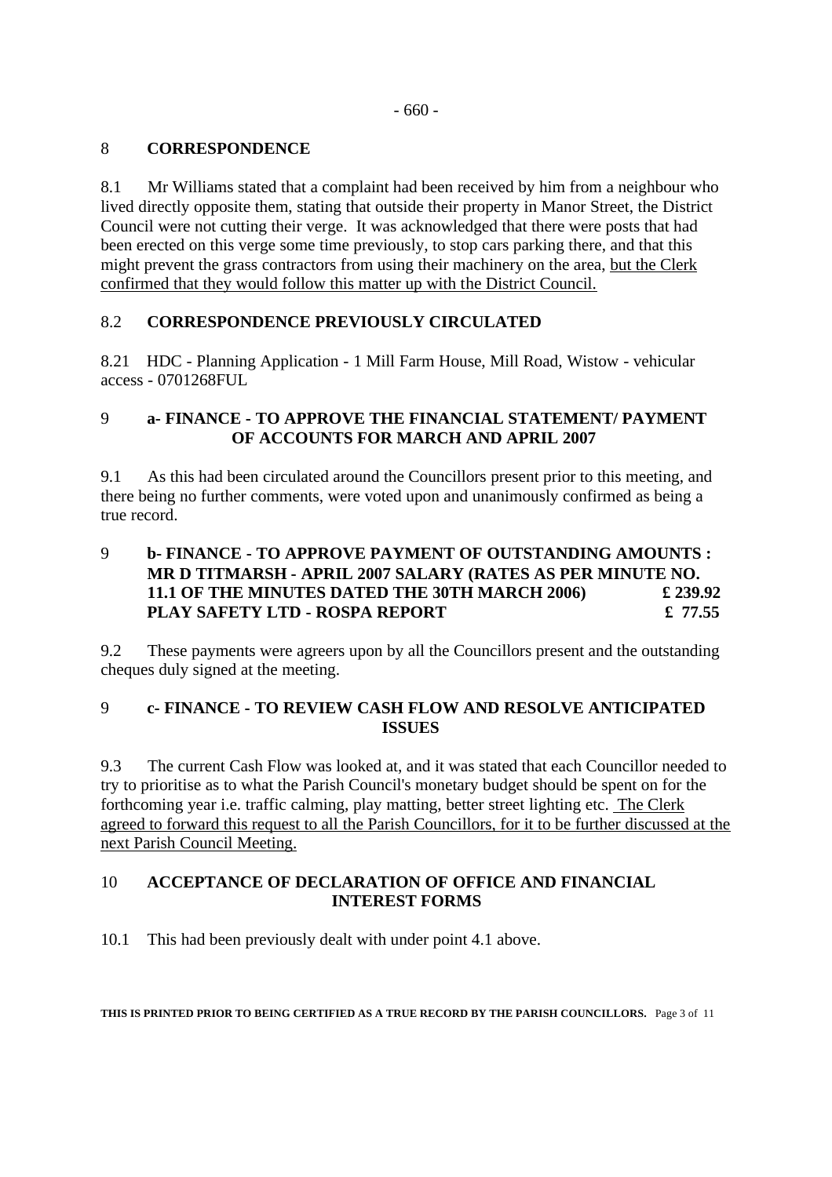## 8 CORRESPONDENCE

8.1 Mr Williams stated that a complaint had been received by him from a neighbour who lived directly opposite them, stating that outside their property in Manor Street, the District Council were not cutting their verge. It was acknowledged that there were posts that had been erected on this verge some time previously, to stop cars parking there, and that this might prevent the grass contractors from using their machinery on the area, <u>but the Clerk confirmed that they would follow this matter up with the District Council.</u>

## 8.2 CORRESPONDENCE PREVIOUSLY CIRCULATED

8.21 HDC - Planning Application - 1 Mill Farm House, Mill Road, Wistow - vehicular access - 0701268FUL

## 9 a- FINANCE - TO APPROVE THE FINANCIAL STATEMENT/ PAYMENT OF ACCOUNTS FOR MARCH AND APRIL 2007

9.1 As this had been circulated around the Councillors present prior to this meeting, and there being no further comments, were voted upon and unanimously confirmed as being a true record.

## 9 b- FINANCE - TO APPROVE PAYMENT OF OUTSTANDING AMOUNTS : MR D TITMARSH - APRIL 2007 SALARY (RATES AS PER MINUTE NO. 11.1 OF THE MINUTES DATED THE 30TH MARCH 2006) £ 239.92 PLAY SAFETY LTD - ROSPA REPORT £ 77.55

9.2 These payments were agreers upon by all the Councillors present and the outstanding cheques duly signed at the meeting.

## 9 c- FINANCE - TO REVIEW CASH FLOW AND RESOLVE ANTICIPATED ISSUES

9.3 The current Cash Flow was looked at, and it was stated that each Councillor needed to try to prioritise as to what the Parish Council's monetary budget should be spent on for the forthcoming year i.e. traffic calming, play matting, better street lighting etc. <u>The Clerk agreed to forward this request to all the Parish Councillors, for it to be further discussed at the next Parish Council Meeting.</u>

## 10 ACCEPTANCE OF DECLARATION OF OFFICE AND FINANCIAL INTEREST FORMS

10.1 This had been previously dealt with under point 4.1 above.

**THIS IS PRINTED PRIOR TO BEING CERTIFIED AS A TRUE RECORD BY THE PARISH COUNCILLORS.**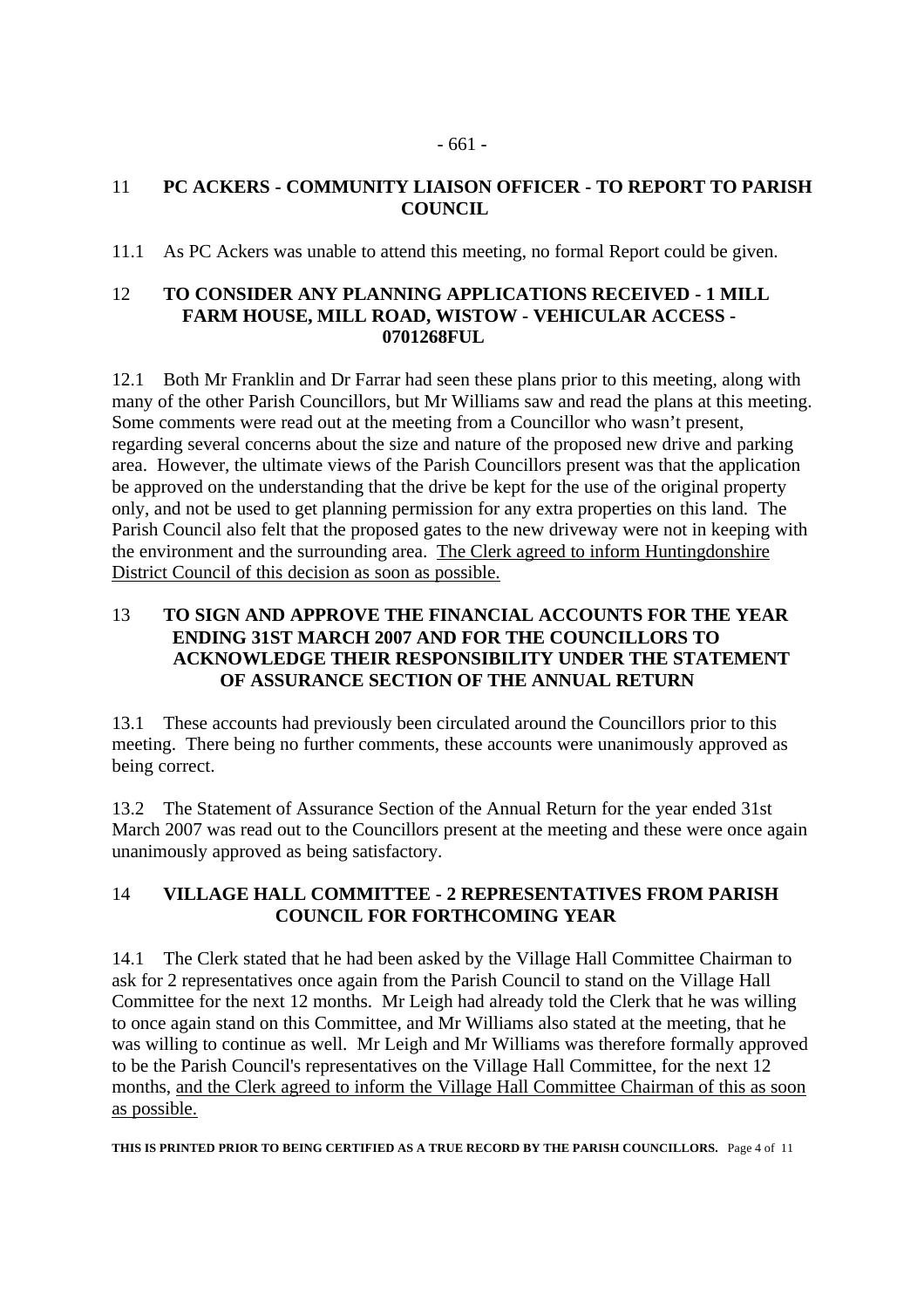## 11 PC ACKERS - COMMUNITY LIAISON OFFICER - TO REPORT TO PARISH COUNCIL

11.1 As PC Ackers was unable to attend this meeting, no formal Report could be given.

## 12 TO CONSIDER ANY PLANNING APPLICATIONS RECEIVED - 1 MILL FARM HOUSE, MILL ROAD, WISTOW - VEHICULAR ACCESS - 0701268FUL

12.1 Both Mr Franklin and Dr Farrar had seen these plans prior to this meeting, along with many of the other Parish Councillors, but Mr Williams saw and read the plans at this meeting. Some comments were read out at the meeting from a Councillor who wasn't present, regarding several concerns about the size and nature of the proposed new drive and parking area. However, the ultimate views of the Parish Councillors present was that the application be approved on the understanding that the drive be kept for the use of the original property only, and not be used to get planning permission for any extra properties on this land. The Parish Council also felt that the proposed gates to the new driveway were not in keeping with the environment and the surrounding area. <u>The Clerk agreed to inform Huntingdonshire District Council of this decision as soon as possible.</u>

## 13 TO SIGN AND APPROVE THE FINANCIAL ACCOUNTS FOR THE YEAR ENDING 31ST MARCH 2007 AND FOR THE COUNCILLORS TO ACKNOWLEDGE THEIR RESPONSIBILITY UNDER THE STATEMENT OF ASSURANCE SECTION OF THE ANNUAL RETURN

13.1 These accounts had previously been circulated around the Councillors prior to this meeting. There being no further comments, these accounts were unanimously approved as being correct.

13.2 The Statement of Assurance Section of the Annual Return for the year ended 31st March 2007 was read out to the Councillors present at the meeting and these were once again unanimously approved as being satisfactory.

## 14 VILLAGE HALL COMMITTEE - 2 REPRESENTATIVES FROM PARISH COUNCIL FOR FORTHCOMING YEAR

14.1 The Clerk stated that he had been asked by the Village Hall Committee Chairman to ask for 2 representatives once again from the Parish Council to stand on the Village Hall Committee for the next 12 months. Mr Leigh had already told the Clerk that he was willing to once again stand on this Committee, and Mr Williams also stated at the meeting, that he was willing to continue as well. Mr Leigh and Mr Williams was therefore formally approved to be the Parish Council's representatives on the Village Hall Committee, for the next 12 months, <u>and the Clerk agreed to inform the Village Hall Committee Chairman of this as soon as possible.</u>

**THIS IS PRINTED PRIOR TO BEING CERTIFIED AS A TRUE RECORD BY THE PARISH COUNCILLORS.**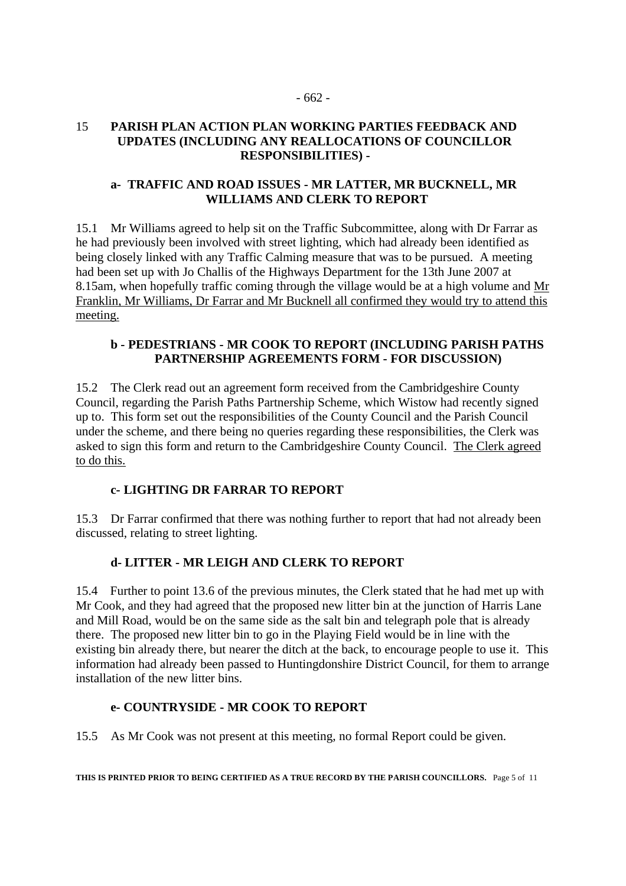## 15 PARISH PLAN ACTION PLAN WORKING PARTIES FEEDBACK AND UPDATES (INCLUDING ANY REALLOCATIONS OF COUNCILLOR RESPONSIBILITIES) -

### a- TRAFFIC AND ROAD ISSUES - MR LATTER, MR BUCKNELL, MR WILLIAMS AND CLERK TO REPORT

15.1 Mr Williams agreed to help sit on the Traffic Subcommittee, along with Dr Farrar as he had previously been involved with street lighting, which had already been identified as being closely linked with any Traffic Calming measure that was to be pursued. A meeting had been set up with Jo Challis of the Highways Department for the 13th June 2007 at 8.15am, when hopefully traffic coming through the village would be at a high volume and <u>Mr Franklin, Mr Williams, Dr Farrar and Mr Bucknell all confirmed they would try to attend this meeting.</u>

### b - PEDESTRIANS - MR COOK TO REPORT (INCLUDING PARISH PATHS PARTNERSHIP AGREEMENTS FORM - FOR DISCUSSION)

15.2 The Clerk read out an agreement form received from the Cambridgeshire County Council, regarding the Parish Paths Partnership Scheme, which Wistow had recently signed up to. This form set out the responsibilities of the County Council and the Parish Council under the scheme, and there being no queries regarding these responsibilities, the Clerk was asked to sign this form and return to the Cambridgeshire County Council. <u>The Clerk agreed to do this.</u>

### c- LIGHTING DR FARRAR TO REPORT

15.3 Dr Farrar confirmed that there was nothing further to report that had not already been discussed, relating to street lighting.

### d- LITTER - MR LEIGH AND CLERK TO REPORT

15.4 Further to point 13.6 of the previous minutes, the Clerk stated that he had met up with Mr Cook, and they had agreed that the proposed new litter bin at the junction of Harris Lane and Mill Road, would be on the same side as the salt bin and telegraph pole that is already there. The proposed new litter bin to go in the Playing Field would be in line with the existing bin already there, but nearer the ditch at the back, to encourage people to use it. This information had already been passed to Huntingdonshire District Council, for them to arrange installation of the new litter bins.

### e- COUNTRYSIDE - MR COOK TO REPORT

15.5 As Mr Cook was not present at this meeting, no formal Report could be given.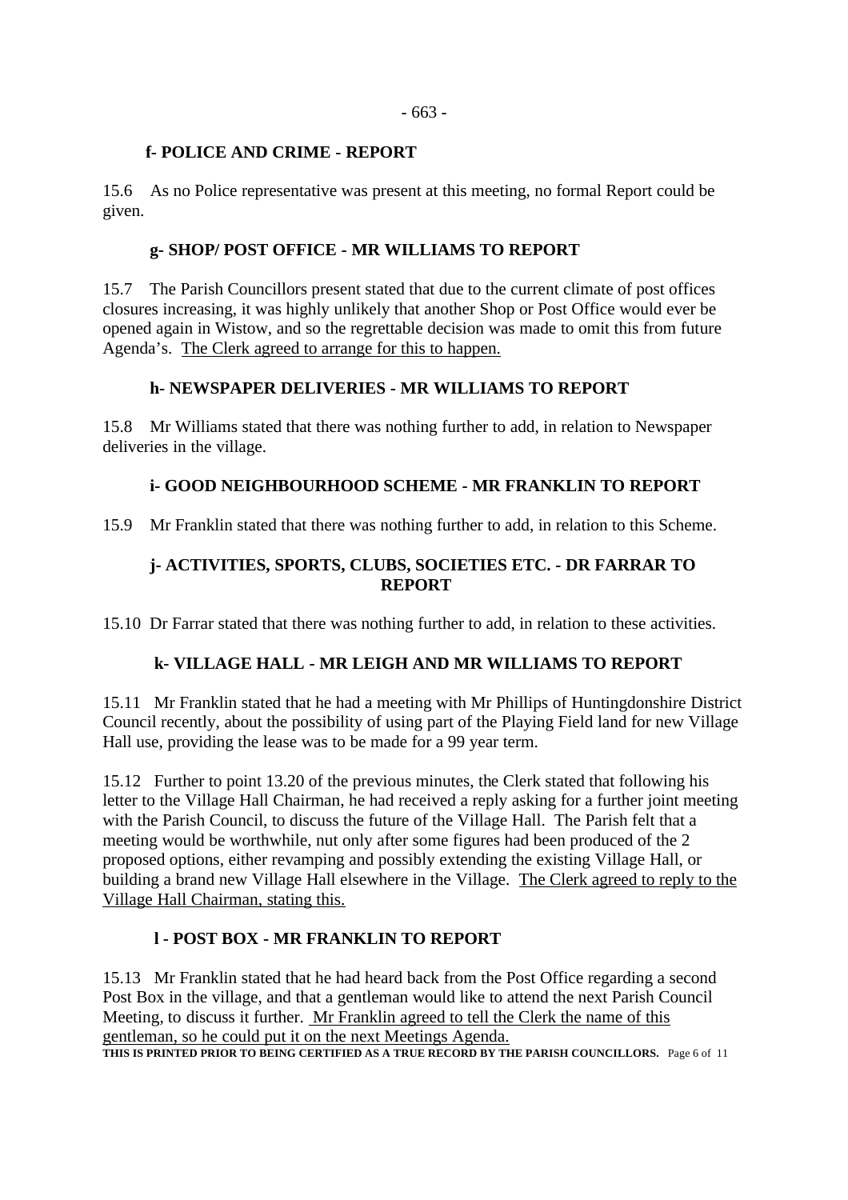### f- POLICE AND CRIME - REPORT

15.6 As no Police representative was present at this meeting, no formal Report could be given.

### g- SHOP/ POST OFFICE - MR WILLIAMS TO REPORT

15.7 The Parish Councillors present stated that due to the current climate of post offices closures increasing, it was highly unlikely that another Shop or Post Office would ever be opened again in Wistow, and so the regrettable decision was made to omit this from future Agenda's. <u>The Clerk agreed to arrange for this to happen.</u>

### h- NEWSPAPER DELIVERIES - MR WILLIAMS TO REPORT

15.8 Mr Williams stated that there was nothing further to add, in relation to Newspaper deliveries in the village.

### i- GOOD NEIGHBOURHOOD SCHEME - MR FRANKLIN TO REPORT

15.9 Mr Franklin stated that there was nothing further to add, in relation to this Scheme.

### j- ACTIVITIES, SPORTS, CLUBS, SOCIETIES ETC. - DR FARRAR TO REPORT

15.10 Dr Farrar stated that there was nothing further to add, in relation to these activities.

### k- VILLAGE HALL - MR LEIGH AND MR WILLIAMS TO REPORT

15.11 Mr Franklin stated that he had a meeting with Mr Phillips of Huntingdonshire District Council recently, about the possibility of using part of the Playing Field land for new Village Hall use, providing the lease was to be made for a 99 year term.

15.12 Further to point 13.20 of the previous minutes, the Clerk stated that following his letter to the Village Hall Chairman, he had received a reply asking for a further joint meeting with the Parish Council, to discuss the future of the Village Hall. The Parish felt that a meeting would be worthwhile, nut only after some figures had been produced of the 2 proposed options, either revamping and possibly extending the existing Village Hall, or building a brand new Village Hall elsewhere in the Village. <u>The Clerk agreed to reply to the Village Hall Chairman, stating this.</u>

### l - POST BOX - MR FRANKLIN TO REPORT

15.13 Mr Franklin stated that he had heard back from the Post Office regarding a second Post Box in the village, and that a gentleman would like to attend the next Parish Council Meeting, to discuss it further. <u>Mr Franklin agreed to tell the Clerk the name of this gentleman, so he could put it on the next Meetings Agenda.</u>

**THIS IS PRINTED PRIOR TO BEING CERTIFIED AS A TRUE RECORD BY THE PARISH COUNCILLORS.**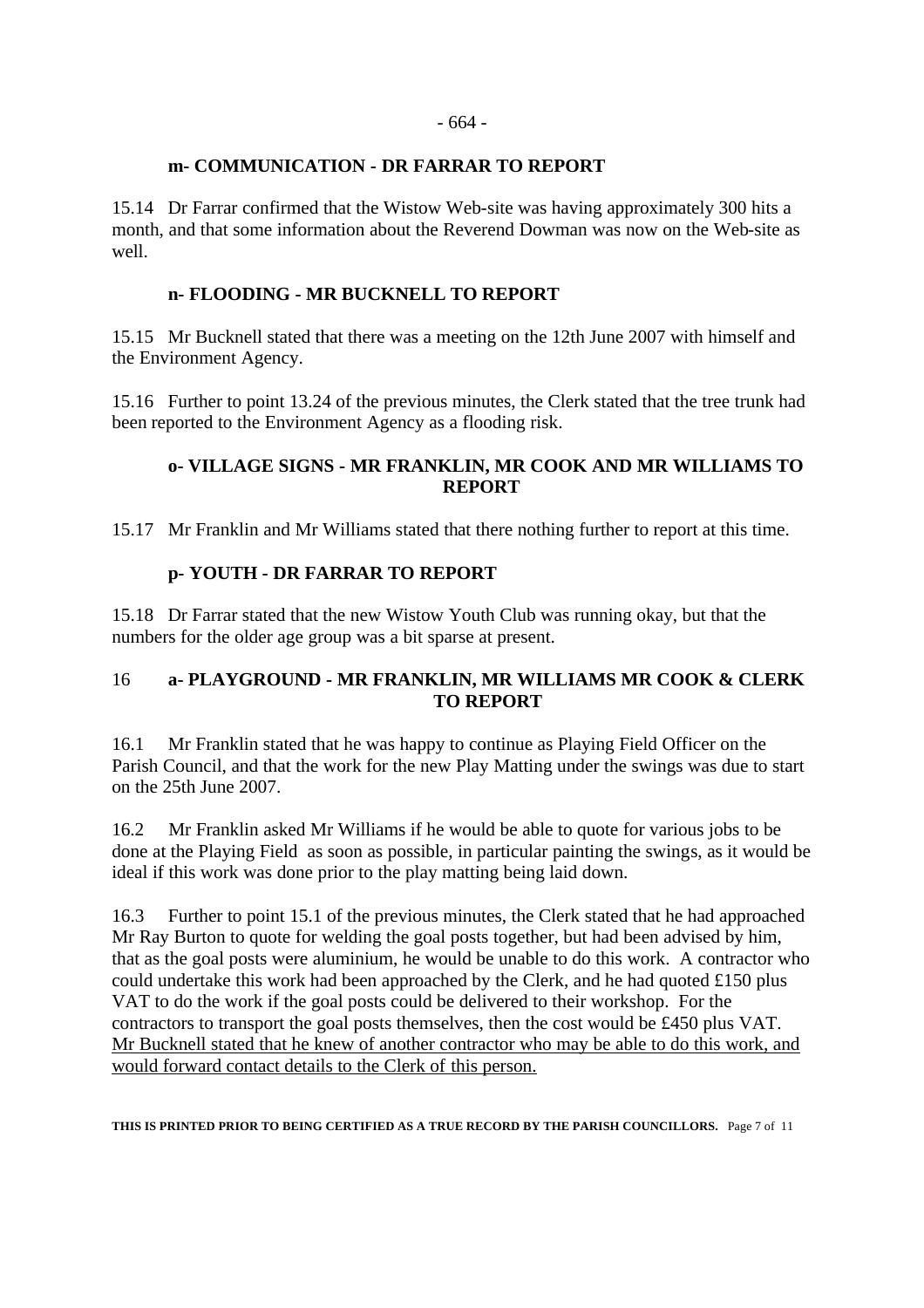### m- COMMUNICATION - DR FARRAR TO REPORT

15.14 Dr Farrar confirmed that the Wistow Web-site was having approximately 300 hits a month, and that some information about the Reverend Dowman was now on the Web-site as well.

### n- FLOODING - MR BUCKNELL TO REPORT

15.15 Mr Bucknell stated that there was a meeting on the 12th June 2007 with himself and the Environment Agency.

15.16 Further to point 13.24 of the previous minutes, the Clerk stated that the tree trunk had been reported to the Environment Agency as a flooding risk.

### o- VILLAGE SIGNS - MR FRANKLIN, MR COOK AND MR WILLIAMS TO REPORT

15.17 Mr Franklin and Mr Williams stated that there nothing further to report at this time.

### p- YOUTH - DR FARRAR TO REPORT

15.18 Dr Farrar stated that the new Wistow Youth Club was running okay, but that the numbers for the older age group was a bit sparse at present.

### 16 a- PLAYGROUND - MR FRANKLIN, MR WILLIAMS MR COOK & CLERK TO REPORT

16.1 Mr Franklin stated that he was happy to continue as Playing Field Officer on the Parish Council, and that the work for the new Play Matting under the swings was due to start on the 25th June 2007.

16.2 Mr Franklin asked Mr Williams if he would be able to quote for various jobs to be done at the Playing Field as soon as possible, in particular painting the swings, as it would be ideal if this work was done prior to the play matting being laid down.

16.3 Further to point 15.1 of the previous minutes, the Clerk stated that he had approached Mr Ray Burton to quote for welding the goal posts together, but had been advised by him, that as the goal posts were aluminium, he would be unable to do this work. A contractor who could undertake this work had been approached by the Clerk, and he had quoted £150 plus VAT to do the work if the goal posts could be delivered to their workshop. For the contractors to transport the goal posts themselves, then the cost would be £450 plus VAT. Mr Bucknell stated that he knew of another contractor who may be able to do this work, and would forward contact details to the Clerk of this person.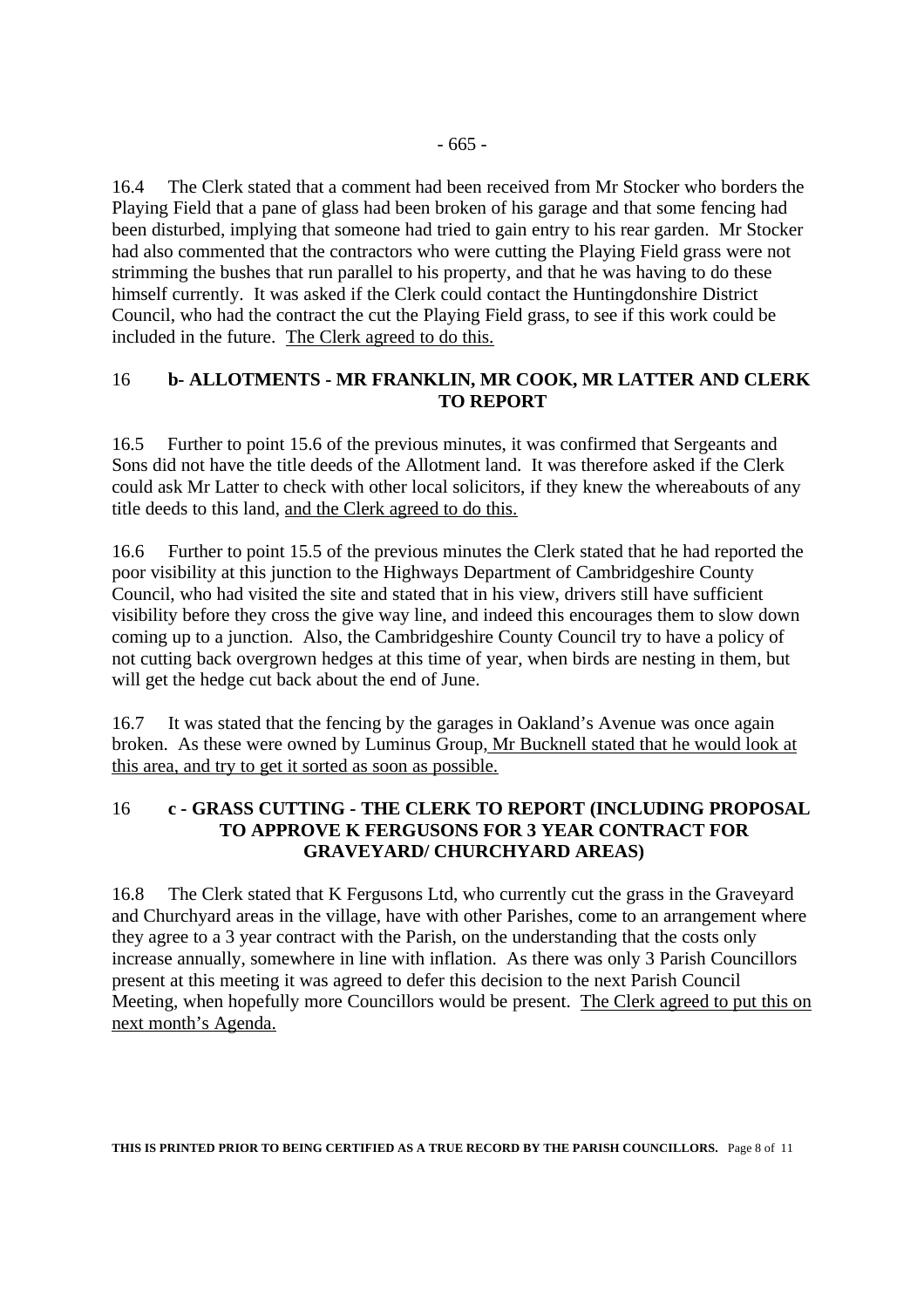16.4 The Clerk stated that a comment had been received from Mr Stocker who borders the Playing Field that a pane of glass had been broken of his garage and that some fencing had been disturbed, implying that someone had tried to gain entry to his rear garden. Mr Stocker had also commented that the contractors who were cutting the Playing Field grass were not strimming the bushes that run parallel to his property, and that he was having to do these himself currently. It was asked if the Clerk could contact the Huntingdonshire District Council, who had the contract the cut the Playing Field grass, to see if this work could be included in the future. The Clerk agreed to do this.

### 16 **b- ALLOTMENTS - MR FRANKLIN, MR COOK, MR LATTER AND CLERK TO REPORT**

16.5 Further to point 15.6 of the previous minutes, it was confirmed that Sergeants and Sons did not have the title deeds of the Allotment land. It was therefore asked if the Clerk could ask Mr Latter to check with other local solicitors, if they knew the whereabouts of any title deeds to this land, and the Clerk agreed to do this.

16.6 Further to point 15.5 of the previous minutes the Clerk stated that he had reported the poor visibility at this junction to the Highways Department of Cambridgeshire County Council, who had visited the site and stated that in his view, drivers still have sufficient visibility before they cross the give way line, and indeed this encourages them to slow down coming up to a junction. Also, the Cambridgeshire County Council try to have a policy of not cutting back overgrown hedges at this time of year, when birds are nesting in them, but will get the hedge cut back about the end of June.

16.7 It was stated that the fencing by the garages in Oakland's Avenue was once again broken. As these were owned by Luminus Group, Mr Bucknell stated that he would look at this area, and try to get it sorted as soon as possible.

### 16 **c - GRASS CUTTING - THE CLERK TO REPORT (INCLUDING PROPOSAL TO APPROVE K FERGUSONS FOR 3 YEAR CONTRACT FOR GRAVEYARD/ CHURCHYARD AREAS)**

16.8 The Clerk stated that K Fergusons Ltd, who currently cut the grass in the Graveyard and Churchyard areas in the village, have with other Parishes, come to an arrangement where they agree to a 3 year contract with the Parish, on the understanding that the costs only increase annually, somewhere in line with inflation. As there was only 3 Parish Councillors present at this meeting it was agreed to defer this decision to the next Parish Council Meeting, when hopefully more Councillors would be present. The Clerk agreed to put this on next month's Agenda.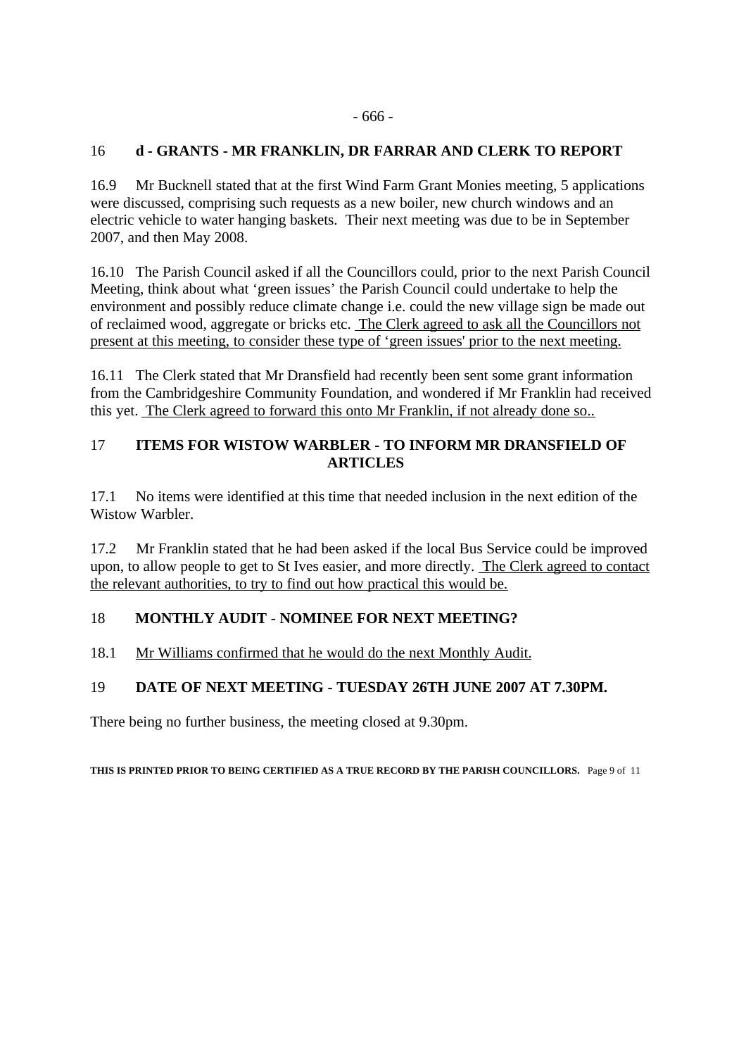## 16 d - GRANTS - MR FRANKLIN, DR FARRAR AND CLERK TO REPORT

16.9 Mr Bucknell stated that at the first Wind Farm Grant Monies meeting, 5 applications were discussed, comprising such requests as a new boiler, new church windows and an electric vehicle to water hanging baskets. Their next meeting was due to be in September 2007, and then May 2008.

16.10 The Parish Council asked if all the Councillors could, prior to the next Parish Council Meeting, think about what 'green issues' the Parish Council could undertake to help the environment and possibly reduce climate change i.e. could the new village sign be made out of reclaimed wood, aggregate or bricks etc. The Clerk agreed to ask all the Councillors not present at this meeting, to consider these type of 'green issues' prior to the next meeting.

16.11 The Clerk stated that Mr Dransfield had recently been sent some grant information from the Cambridgeshire Community Foundation, and wondered if Mr Franklin had received this yet. The Clerk agreed to forward this onto Mr Franklin, if not already done so..

## 17 ITEMS FOR WISTOW WARBLER - TO INFORM MR DRANSFIELD OF ARTICLES

17.1 No items were identified at this time that needed inclusion in the next edition of the Wistow Warbler.

17.2 Mr Franklin stated that he had been asked if the local Bus Service could be improved upon, to allow people to get to St Ives easier, and more directly. The Clerk agreed to contact the relevant authorities, to try to find out how practical this would be.

## 18 MONTHLY AUDIT - NOMINEE FOR NEXT MEETING?

18.1 Mr Williams confirmed that he would do the next Monthly Audit.

## 19 DATE OF NEXT MEETING - TUESDAY 26TH JUNE 2007 AT 7.30PM.

There being no further business, the meeting closed at 9.30pm.

**THIS IS PRINTED PRIOR TO BEING CERTIFIED AS A TRUE RECORD BY THE PARISH COUNCILLORS.**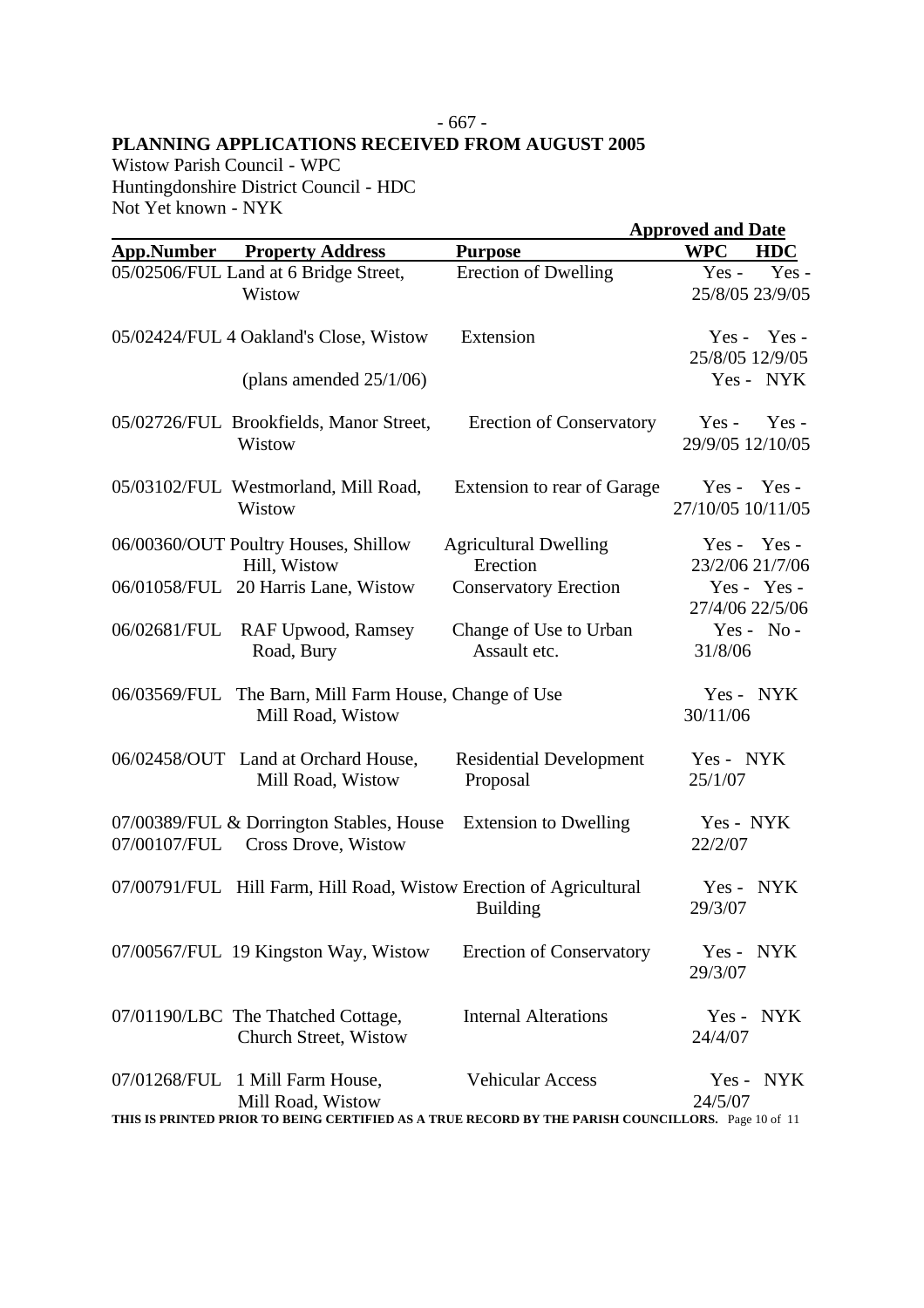## PLANNING APPLICATIONS RECEIVED FROM AUGUST 2005

Wistow Parish Council - WPC
Huntingdonshire District Council - HDC
Not Yet known - NYK

| App.Number | Property Address | Purpose | Approved and Date WPC | HDC |
|---|---|---|---|---|
| 05/02506/FUL | Land at 6 Bridge Street, Wistow | Erection of Dwelling | Yes - 25/8/05 | Yes - 23/9/05 |
| 05/02424/FUL | 4 Oakland's Close, Wistow | Extension | Yes - 25/8/05 | Yes - 12/9/05 |
| | (plans amended 25/1/06) | | Yes - | NYK |
| 05/02726/FUL | Brookfields, Manor Street, Wistow | Erection of Conservatory | Yes - 29/9/05 | Yes - 12/10/05 |
| 05/03102/FUL | Westmorland, Mill Road, Wistow | Extension to rear of Garage | Yes - 27/10/05 | Yes - 10/11/05 |
| 06/00360/OUT | Poultry Houses, Shillow Hill, Wistow | Agricultural Dwelling Erection | Yes - 23/2/06 | Yes - 21/7/06 |
| 06/01058/FUL | 20 Harris Lane, Wistow | Conservatory Erection | Yes - 27/4/06 | Yes - 22/5/06 |
| 06/02681/FUL | RAF Upwood, Ramsey Road, Bury | Change of Use to Urban Assault etc. | Yes - 31/8/06 | No - |
| 06/03569/FUL | The Barn, Mill Farm House, Mill Road, Wistow | Change of Use | Yes - 30/11/06 | NYK |
| 06/02458/OUT | Land at Orchard House, Mill Road, Wistow | Residential Development Proposal | Yes - 25/1/07 | NYK |
| 07/00389/FUL & 07/00107/FUL | Dorrington Stables, House Cross Drove, Wistow | Extension to Dwelling | Yes - 22/2/07 | NYK |
| 07/00791/FUL | Hill Farm, Hill Road, Wistow | Erection of Agricultural Building | Yes - 29/3/07 | NYK |
| 07/00567/FUL | 19 Kingston Way, Wistow | Erection of Conservatory | Yes - 29/3/07 | NYK |
| 07/01190/LBC | The Thatched Cottage, Church Street, Wistow | Internal Alterations | Yes - 24/4/07 | NYK |
| 07/01268/FUL | 1 Mill Farm House, Mill Road, Wistow | Vehicular Access | Yes - 24/5/07 | NYK |

THIS IS PRINTED PRIOR TO BEING CERTIFIED AS A TRUE RECORD BY THE PARISH COUNCILLORS.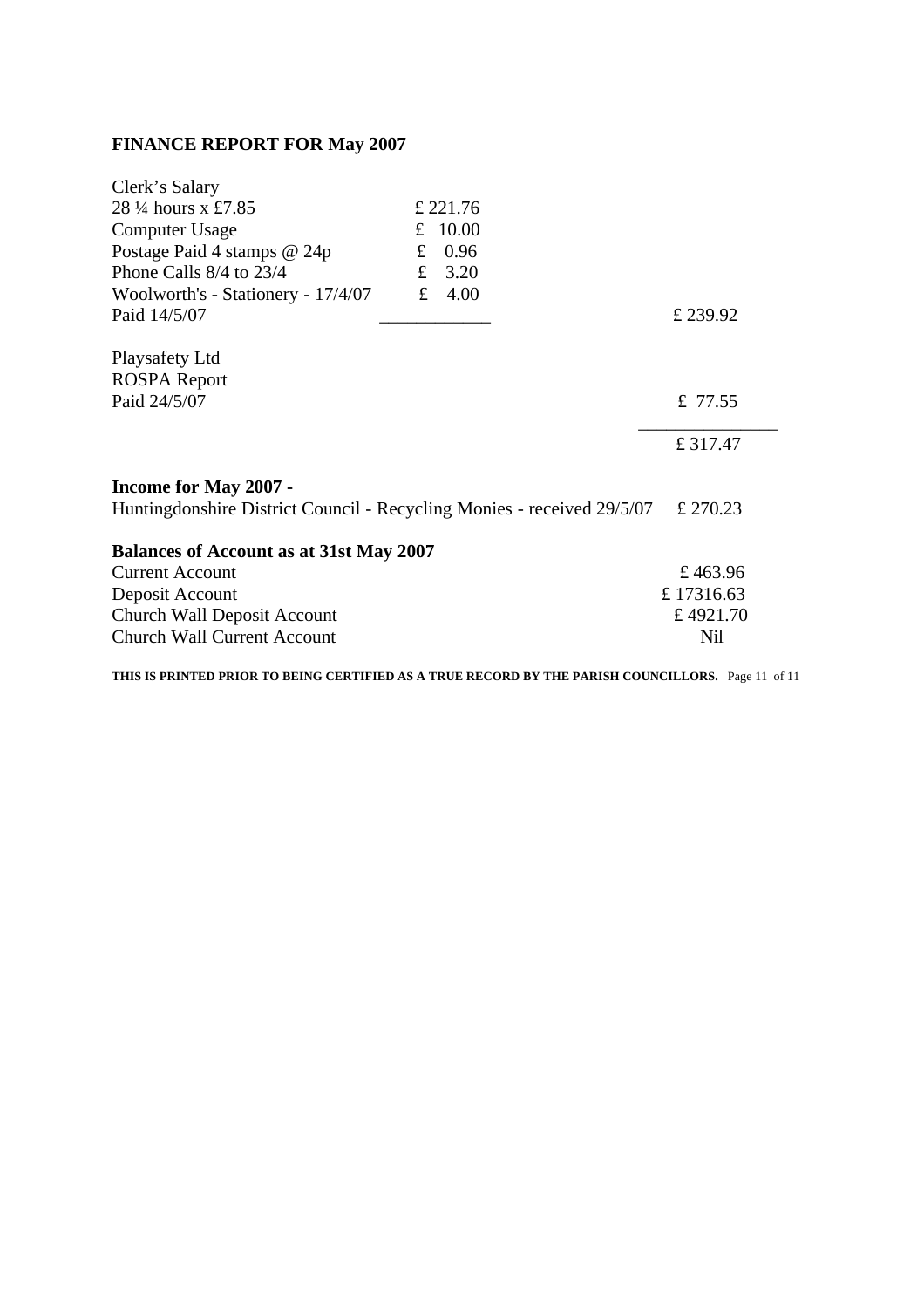**FINANCE REPORT FOR May 2007**

| | | |
|---|---|---|
| Clerk's Salary | | |
| 28 ¼ hours x £7.85 | £ 221.76 | |
| Computer Usage | £ 10.00 | |
| Postage Paid 4 stamps @ 24p | £ 0.96 | |
| Phone Calls 8/4 to 23/4 | £ 3.20 | |
| Woolworth's - Stationery - 17/4/07 | £ 4.00 | |
| Paid 14/5/07 | | £ 239.92 |
| | | |
| Playsafety Ltd | | |
| ROSPA Report | | |
| Paid 24/5/07 | | £ 77.55 |
| | | £ 317.47 |

**Income for May 2007 -**

Huntingdonshire District Council - Recycling Monies - received 29/5/07 £ 270.23

**Balances of Account as at 31st May 2007**

| | |
|---|---|
| Current Account | £ 463.96 |
| Deposit Account | £ 17316.63 |
| Church Wall Deposit Account | £ 4921.70 |
| Church Wall Current Account | Nil |

**THIS IS PRINTED PRIOR TO BEING CERTIFIED AS A TRUE RECORD BY THE PARISH COUNCILLORS.**